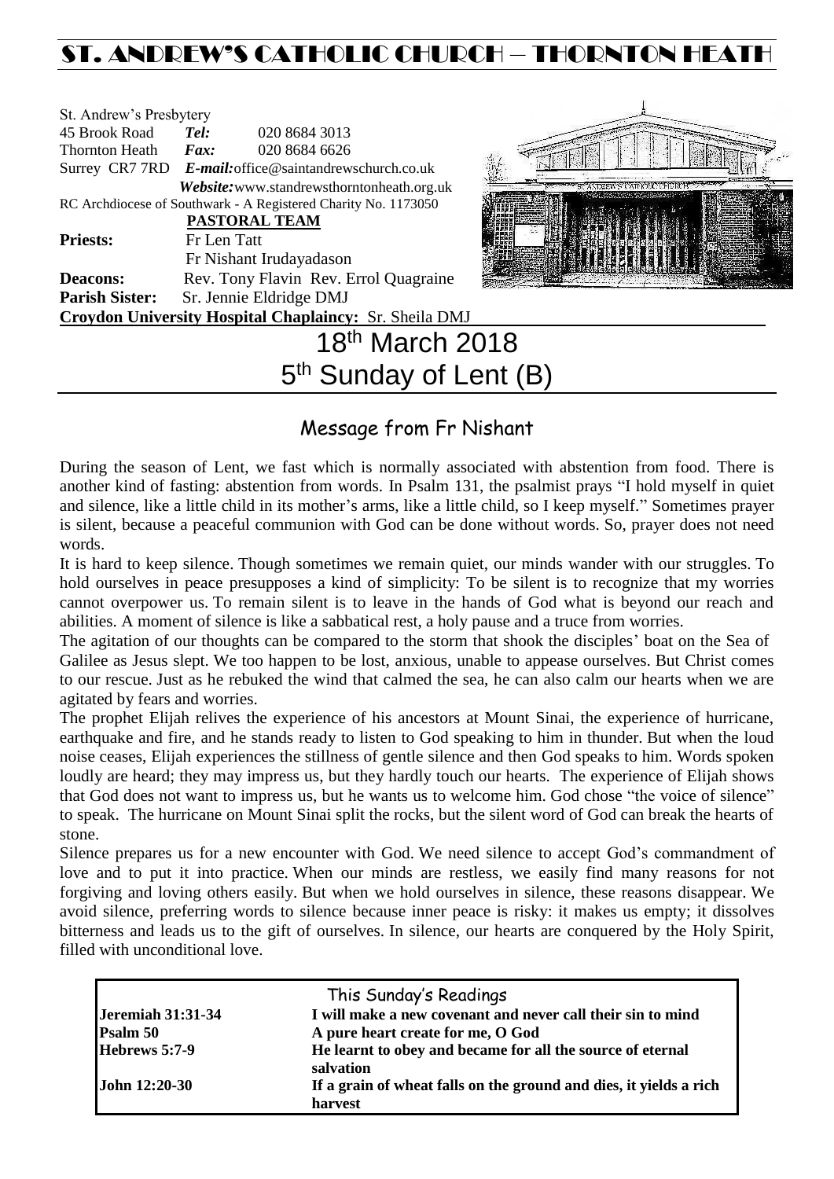# ST. ANDREW'S CATHOLIC CHURCH – THORNTON HEATH

St. Andrew's Presbytery
45 Brook Road **Tel:** 020 8684 3013
Thornton Heath **Fax:** 020 8684 6626
Surrey CR7 7RD ***E-mail:***office@saintandrewschurch.co.uk
***Website:***www.standrewsthorntonheath.org.uk
RC Archdiocese of Southwark - A Registered Charity No. 1173050

**PASTORAL TEAM**

**Priests:** Fr Len Tatt
Fr Nishant Irudayadason
**Deacons:** Rev. Tony Flavin Rev. Errol Quagraine
**Parish Sister:** Sr. Jennie Eldridge DMJ
**Croydon University Hospital Chaplaincy:** Sr. Sheila DMJ

# 18th March 2018
# 5th Sunday of Lent (B)

## Message from Fr Nishant

During the season of Lent, we fast which is normally associated with abstention from food. There is another kind of fasting: abstention from words. In Psalm 131, the psalmist prays "I hold myself in quiet and silence, like a little child in its mother's arms, like a little child, so I keep myself." Sometimes prayer is silent, because a peaceful communion with God can be done without words. So, prayer does not need words.

It is hard to keep silence. Though sometimes we remain quiet, our minds wander with our struggles. To hold ourselves in peace presupposes a kind of simplicity: To be silent is to recognize that my worries cannot overpower us. To remain silent is to leave in the hands of God what is beyond our reach and abilities. A moment of silence is like a sabbatical rest, a holy pause and a truce from worries.

The agitation of our thoughts can be compared to the storm that shook the disciples' boat on the Sea of Galilee as Jesus slept. We too happen to be lost, anxious, unable to appease ourselves. But Christ comes to our rescue. Just as he rebuked the wind that calmed the sea, he can also calm our hearts when we are agitated by fears and worries.

The prophet Elijah relives the experience of his ancestors at Mount Sinai, the experience of hurricane, earthquake and fire, and he stands ready to listen to God speaking to him in thunder. But when the loud noise ceases, Elijah experiences the stillness of gentle silence and then God speaks to him. Words spoken loudly are heard; they may impress us, but they hardly touch our hearts. The experience of Elijah shows that God does not want to impress us, but he wants us to welcome him. God chose "the voice of silence" to speak. The hurricane on Mount Sinai split the rocks, but the silent word of God can break the hearts of stone.

Silence prepares us for a new encounter with God. We need silence to accept God's commandment of love and to put it into practice. When our minds are restless, we easily find many reasons for not forgiving and loving others easily. But when we hold ourselves in silence, these reasons disappear. We avoid silence, preferring words to silence because inner peace is risky: it makes us empty; it dissolves bitterness and leads us to the gift of ourselves. In silence, our hearts are conquered by the Holy Spirit, filled with unconditional love.

| This Sunday's Readings | |
|---|---|
| **Jeremiah 31:31-34** | **I will make a new covenant and never call their sin to mind** |
| **Psalm 50** | **A pure heart create for me, O God** |
| **Hebrews 5:7-9** | **He learnt to obey and became for all the source of eternal salvation** |
| **John 12:20-30** | **If a grain of wheat falls on the ground and dies, it yields a rich harvest** |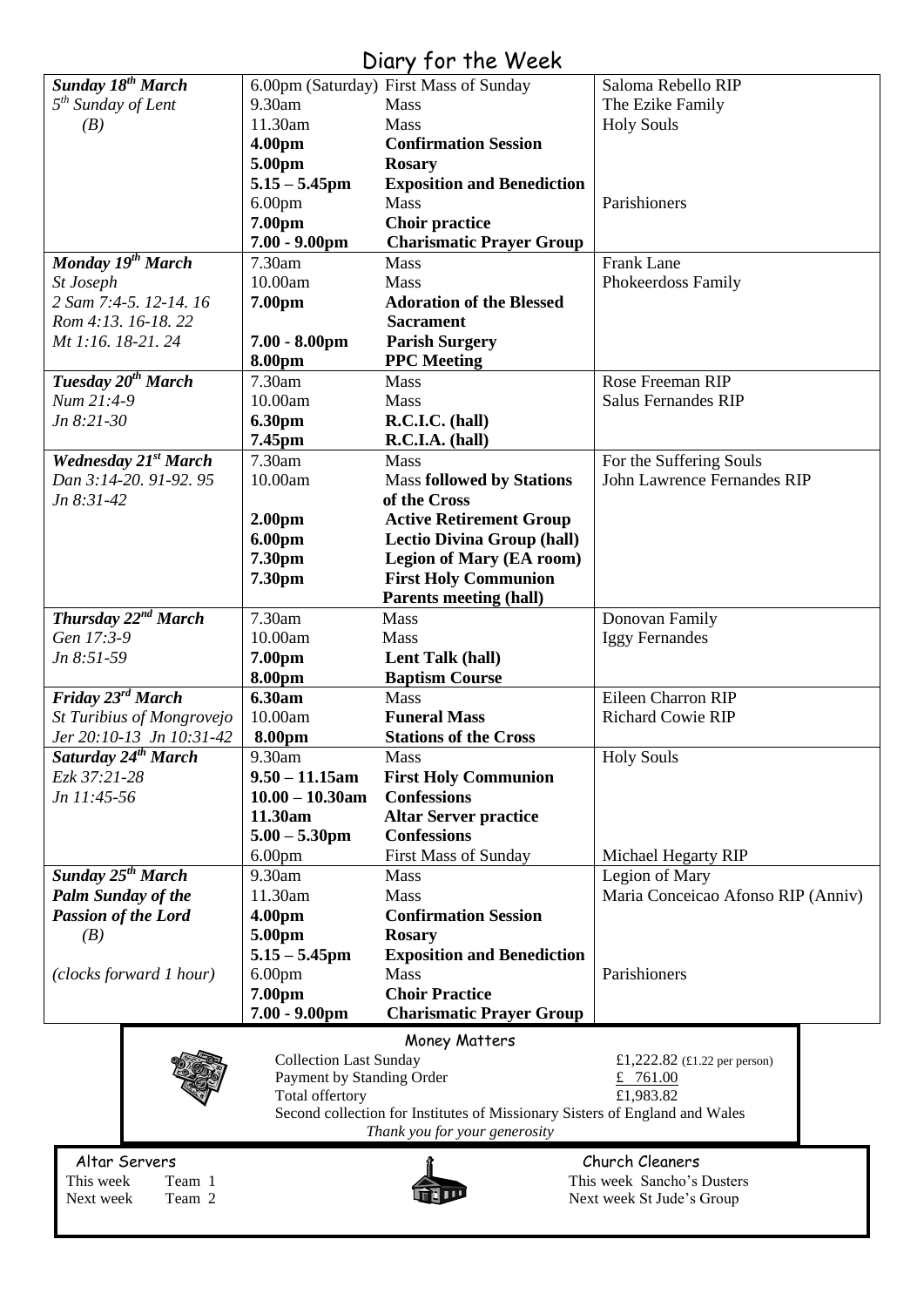# Diary for the Week

| Day | Time | Event | Intention |
|---|---|---|---|
| ***Sunday 18th March*** | 6.00pm (Saturday) | First Mass of Sunday | Saloma Rebello RIP |
| *5th Sunday of Lent* | 9.30am | Mass | The Ezike Family |
| *(B)* | 11.30am | Mass | Holy Souls |
| | **4.00pm** | **Confirmation Session** | |
| | **5.00pm** | **Rosary** | |
| | **5.15 – 5.45pm** | **Exposition and Benediction** | |
| | 6.00pm | Mass | Parishioners |
| | **7.00pm** | **Choir practice** | |
| | **7.00 - 9.00pm** | **Charismatic Prayer Group** | |
| ***Monday 19th March*** | 7.30am | Mass | Frank Lane |
| *St Joseph* | 10.00am | Mass | Phokeerdoss Family |
| *2 Sam 7:4-5. 12-14. 16* | **7.00pm** | **Adoration of the Blessed Sacrament** | |
| *Rom 4:13. 16-18. 22* | | | |
| *Mt 1:16. 18-21. 24* | **7.00 - 8.00pm** | **Parish Surgery** | |
| | **8.00pm** | **PPC Meeting** | |
| ***Tuesday 20th March*** | 7.30am | Mass | Rose Freeman RIP |
| *Num 21:4-9* | 10.00am | Mass | Salus Fernandes RIP |
| *Jn 8:21-30* | **6.30pm** | **R.C.I.C. (hall)** | |
| | **7.45pm** | **R.C.I.A. (hall)** | |
| ***Wednesday 21st March*** | 7.30am | Mass | For the Suffering Souls |
| *Dan 3:14-20. 91-92. 95* | 10.00am | Mass **followed by Stations of the Cross** | John Lawrence Fernandes RIP |
| *Jn 8:31-42* | | | |
| | **2.00pm** | **Active Retirement Group** | |
| | **6.00pm** | **Lectio Divina Group (hall)** | |
| | **7.30pm** | **Legion of Mary (EA room)** | |
| | **7.30pm** | **First Holy Communion Parents meeting (hall)** | |
| ***Thursday 22nd March*** | 7.30am | Mass | Donovan Family |
| *Gen 17:3-9* | 10.00am | Mass | Iggy Fernandes |
| *Jn 8:51-59* | **7.00pm** | **Lent Talk (hall)** | |
| | **8.00pm** | **Baptism Course** | |
| ***Friday 23rd March*** | **6.30am** | Mass | Eileen Charron RIP |
| *St Turibius of Mongrovejo* | 10.00am | **Funeral Mass** | Richard Cowie RIP |
| *Jer 20:10-13 Jn 10:31-42* | **8.00pm** | **Stations of the Cross** | |
| ***Saturday 24th March*** | 9.30am | Mass | Holy Souls |
| *Ezk 37:21-28* | **9.50 – 11.15am** | **First Holy Communion** | |
| *Jn 11:45-56* | **10.00 – 10.30am** | **Confessions** | |
| | **11.30am** | **Altar Server practice** | |
| | **5.00 – 5.30pm** | **Confessions** | |
| | 6.00pm | First Mass of Sunday | Michael Hegarty RIP |
| ***Sunday 25th March*** | 9.30am | Mass | Legion of Mary |
| ***Palm Sunday of the*** | 11.30am | Mass | Maria Conceicao Afonso RIP (Anniv) |
| ***Passion of the Lord*** | **4.00pm** | **Confirmation Session** | |
| *(B)* | **5.00pm** | **Rosary** | |
| | **5.15 – 5.45pm** | **Exposition and Benediction** | |
| *(clocks forward 1 hour)* | 6.00pm | Mass | Parishioners |
| | **7.00pm** | **Choir Practice** | |
| | **7.00 - 9.00pm** | **Charismatic Prayer Group** | |

## Money Matters

| | |
|---|---|
| Collection Last Sunday | £1,222.82 (£1.22 per person) |
| Payment by Standing Order | £ 761.00 |
| Total offertory | £1,983.82 |

Second collection for Institutes of Missionary Sisters of England and Wales

*Thank you for your generosity*

## Altar Servers

This week Team 1
Next week Team 2

## Church Cleaners

This week Sancho's Dusters
Next week St Jude's Group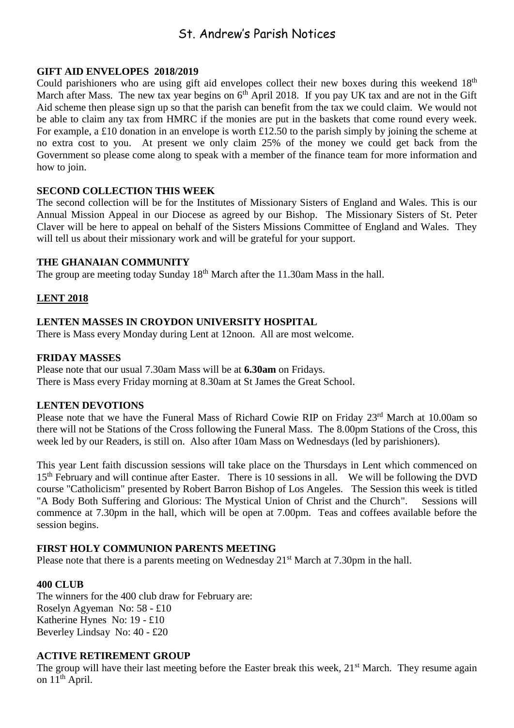# St. Andrew's Parish Notices

**GIFT AID ENVELOPES 2018/2019**

Could parishioners who are using gift aid envelopes collect their new boxes during this weekend 18th March after Mass. The new tax year begins on 6th April 2018. If you pay UK tax and are not in the Gift Aid scheme then please sign up so that the parish can benefit from the tax we could claim. We would not be able to claim any tax from HMRC if the monies are put in the baskets that come round every week. For example, a £10 donation in an envelope is worth £12.50 to the parish simply by joining the scheme at no extra cost to you. At present we only claim 25% of the money we could get back from the Government so please come along to speak with a member of the finance team for more information and how to join.

**SECOND COLLECTION THIS WEEK**

The second collection will be for the Institutes of Missionary Sisters of England and Wales. This is our Annual Mission Appeal in our Diocese as agreed by our Bishop. The Missionary Sisters of St. Peter Claver will be here to appeal on behalf of the Sisters Missions Committee of England and Wales. They will tell us about their missionary work and will be grateful for your support.

**THE GHANAIAN COMMUNITY**

The group are meeting today Sunday 18th March after the 11.30am Mass in the hall.

**LENT 2018**

**LENTEN MASSES IN CROYDON UNIVERSITY HOSPITAL**

There is Mass every Monday during Lent at 12noon. All are most welcome.

**FRIDAY MASSES**

Please note that our usual 7.30am Mass will be at **6.30am** on Fridays.
There is Mass every Friday morning at 8.30am at St James the Great School.

**LENTEN DEVOTIONS**

Please note that we have the Funeral Mass of Richard Cowie RIP on Friday 23rd March at 10.00am so there will not be Stations of the Cross following the Funeral Mass. The 8.00pm Stations of the Cross, this week led by our Readers, is still on. Also after 10am Mass on Wednesdays (led by parishioners).

This year Lent faith discussion sessions will take place on the Thursdays in Lent which commenced on 15th February and will continue after Easter. There is 10 sessions in all. We will be following the DVD course "Catholicism" presented by Robert Barron Bishop of Los Angeles. The Session this week is titled "A Body Both Suffering and Glorious: The Mystical Union of Christ and the Church". Sessions will commence at 7.30pm in the hall, which will be open at 7.00pm. Teas and coffees available before the session begins.

**FIRST HOLY COMMUNION PARENTS MEETING**

Please note that there is a parents meeting on Wednesday 21st March at 7.30pm in the hall.

**400 CLUB**

The winners for the 400 club draw for February are:
Roselyn Agyeman No: 58 - £10
Katherine Hynes No: 19 - £10
Beverley Lindsay No: 40 - £20

**ACTIVE RETIREMENT GROUP**

The group will have their last meeting before the Easter break this week, 21st March. They resume again on 11th April.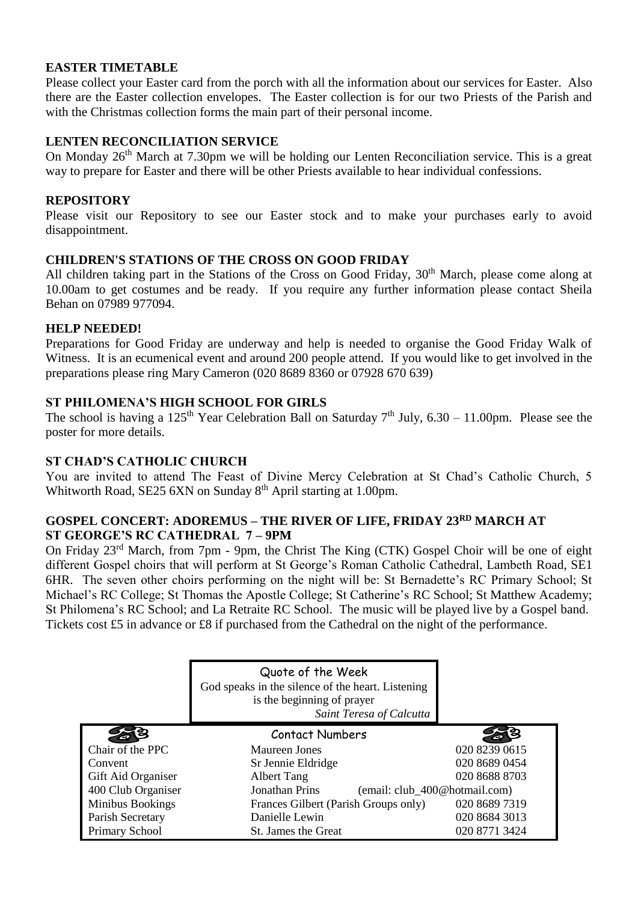## EASTER TIMETABLE

Please collect your Easter card from the porch with all the information about our services for Easter. Also there are the Easter collection envelopes. The Easter collection is for our two Priests of the Parish and with the Christmas collection forms the main part of their personal income.

## LENTEN RECONCILIATION SERVICE

On Monday 26th March at 7.30pm we will be holding our Lenten Reconciliation service. This is a great way to prepare for Easter and there will be other Priests available to hear individual confessions.

## REPOSITORY

Please visit our Repository to see our Easter stock and to make your purchases early to avoid disappointment.

## CHILDREN'S STATIONS OF THE CROSS ON GOOD FRIDAY

All children taking part in the Stations of the Cross on Good Friday, 30th March, please come along at 10.00am to get costumes and be ready. If you require any further information please contact Sheila Behan on 07989 977094.

## HELP NEEDED!

Preparations for Good Friday are underway and help is needed to organise the Good Friday Walk of Witness. It is an ecumenical event and around 200 people attend. If you would like to get involved in the preparations please ring Mary Cameron (020 8689 8360 or 07928 670 639)

## ST PHILOMENA'S HIGH SCHOOL FOR GIRLS

The school is having a 125th Year Celebration Ball on Saturday 7th July, 6.30 – 11.00pm. Please see the poster for more details.

## ST CHAD'S CATHOLIC CHURCH

You are invited to attend The Feast of Divine Mercy Celebration at St Chad's Catholic Church, 5 Whitworth Road, SE25 6XN on Sunday 8th April starting at 1.00pm.

## GOSPEL CONCERT: ADOREMUS – THE RIVER OF LIFE, FRIDAY 23RD MARCH AT ST GEORGE'S RC CATHEDRAL 7 – 9PM

On Friday 23rd March, from 7pm - 9pm, the Christ The King (CTK) Gospel Choir will be one of eight different Gospel choirs that will perform at St George's Roman Catholic Cathedral, Lambeth Road, SE1 6HR. The seven other choirs performing on the night will be: St Bernadette's RC Primary School; St Michael's RC College; St Thomas the Apostle College; St Catherine's RC School; St Matthew Academy; St Philomena's RC School; and La Retraite RC School. The music will be played live by a Gospel band. Tickets cost £5 in advance or £8 if purchased from the Cathedral on the night of the performance.

Quote of the Week

God speaks in the silence of the heart. Listening is the beginning of prayer

*Saint Teresa of Calcutta*

**Contact Numbers**

| | | |
|---|---|---|
| Chair of the PPC | Maureen Jones | 020 8239 0615 |
| Convent | Sr Jennie Eldridge | 020 8689 0454 |
| Gift Aid Organiser | Albert Tang | 020 8688 8703 |
| 400 Club Organiser | Jonathan Prins | (email: club_400@hotmail.com) |
| Minibus Bookings | Frances Gilbert (Parish Groups only) | 020 8689 7319 |
| Parish Secretary | Danielle Lewin | 020 8684 3013 |
| Primary School | St. James the Great | 020 8771 3424 |